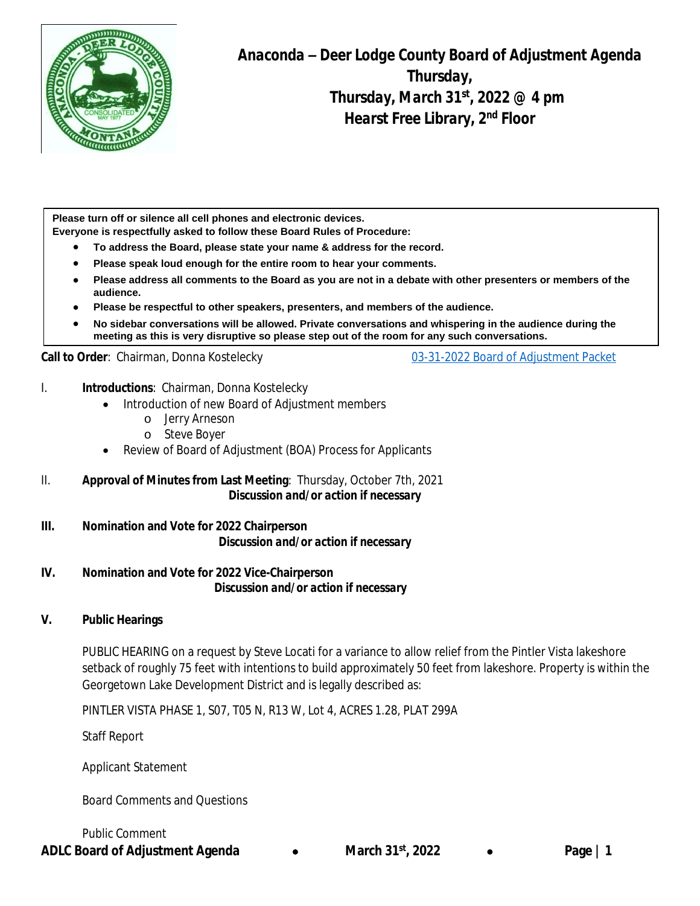# Anaconda – Deer Lodge County Board of Adjustment Agenda

## Thursday,

## Thursday, March 31st, 2022 @ 4 pm

## Hearst Free Library, 2nd Floor

**Please turn off or silence all cell phones and electronic devices.**
**Everyone is respectfully asked to follow these Board Rules of Procedure:**

- **To address the Board, please state your name & address for the record.**
- **Please speak loud enough for the entire room to hear your comments.**
- **Please address all comments to the Board as you are not in a debate with other presenters or members of the audience.**
- **Please be respectful to other speakers, presenters, and members of the audience.**
- **No sidebar conversations will be allowed. Private conversations and whispering in the audience during the meeting as this is very disruptive so please step out of the room for any such conversations.**

**Call to Order**: Chairman, Donna Kostelecky — 03-31-2022 Board of Adjustment Packet

I. **Introductions**: Chairman, Donna Kostelecky
- Introduction of new Board of Adjustment members
  - Jerry Arneson
  - Steve Boyer
- Review of Board of Adjustment (BOA) Process for Applicants

II. **Approval of Minutes from Last Meeting**: Thursday, October 7th, 2021

***Discussion and/or action if necessary***

**III. Nomination and Vote for 2022 Chairperson**

***Discussion and/or action if necessary***

**IV. Nomination and Vote for 2022 Vice-Chairperson**

***Discussion and/or action if necessary***

**V. Public Hearings**

PUBLIC HEARING on a request by Steve Locati for a variance to allow relief from the Pintler Vista lakeshore setback of roughly 75 feet with intentions to build approximately 50 feet from lakeshore. Property is within the Georgetown Lake Development District and is legally described as:

PINTLER VISTA PHASE 1, S07, T05 N, R13 W, Lot 4, ACRES 1.28, PLAT 299A

Staff Report

Applicant Statement

Board Comments and Questions

Public Comment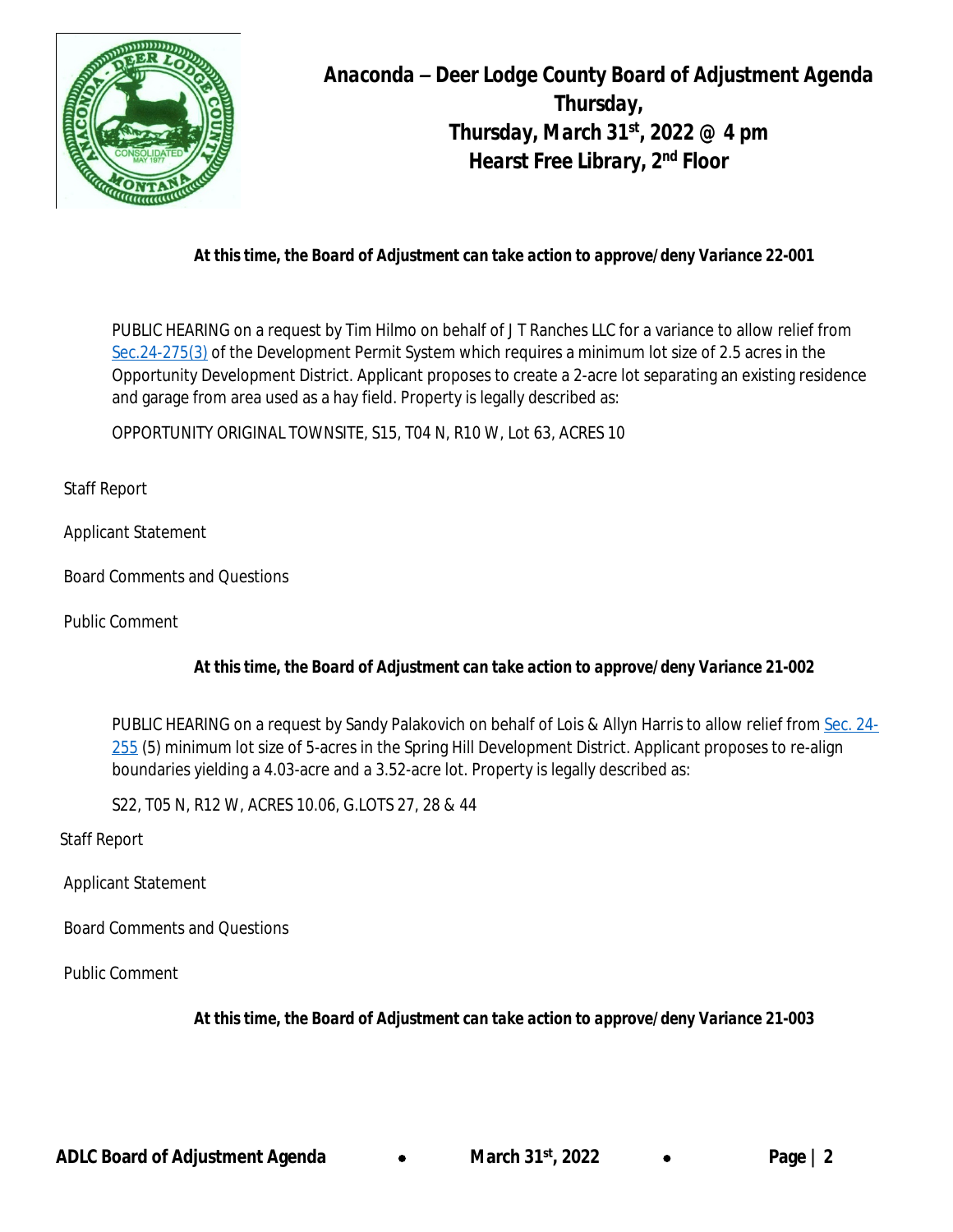# Anaconda – Deer Lodge County Board of Adjustment Agenda

**Thursday,**

**Thursday, March 31st, 2022 @ 4 pm**

**Hearst Free Library, 2nd Floor**

***At this time, the Board of Adjustment can take action to approve/deny Variance 22-001***

PUBLIC HEARING on a request by Tim Hilmo on behalf of J T Ranches LLC for a variance to allow relief from Sec.24-275(3) of the Development Permit System which requires a minimum lot size of 2.5 acres in the Opportunity Development District. Applicant proposes to create a 2-acre lot separating an existing residence and garage from area used as a hay field. Property is legally described as:

OPPORTUNITY ORIGINAL TOWNSITE, S15, T04 N, R10 W, Lot 63, ACRES 10

Staff Report

Applicant Statement

Board Comments and Questions

Public Comment

***At this time, the Board of Adjustment can take action to approve/deny Variance 21-002***

PUBLIC HEARING on a request by Sandy Palakovich on behalf of Lois & Allyn Harris to allow relief from Sec. 24-255 (5) minimum lot size of 5-acres in the Spring Hill Development District. Applicant proposes to re-align boundaries yielding a 4.03-acre and a 3.52-acre lot. Property is legally described as:

S22, T05 N, R12 W, ACRES 10.06, G.LOTS 27, 28 & 44

Staff Report

Applicant Statement

Board Comments and Questions

Public Comment

***At this time, the Board of Adjustment can take action to approve/deny Variance 21-003***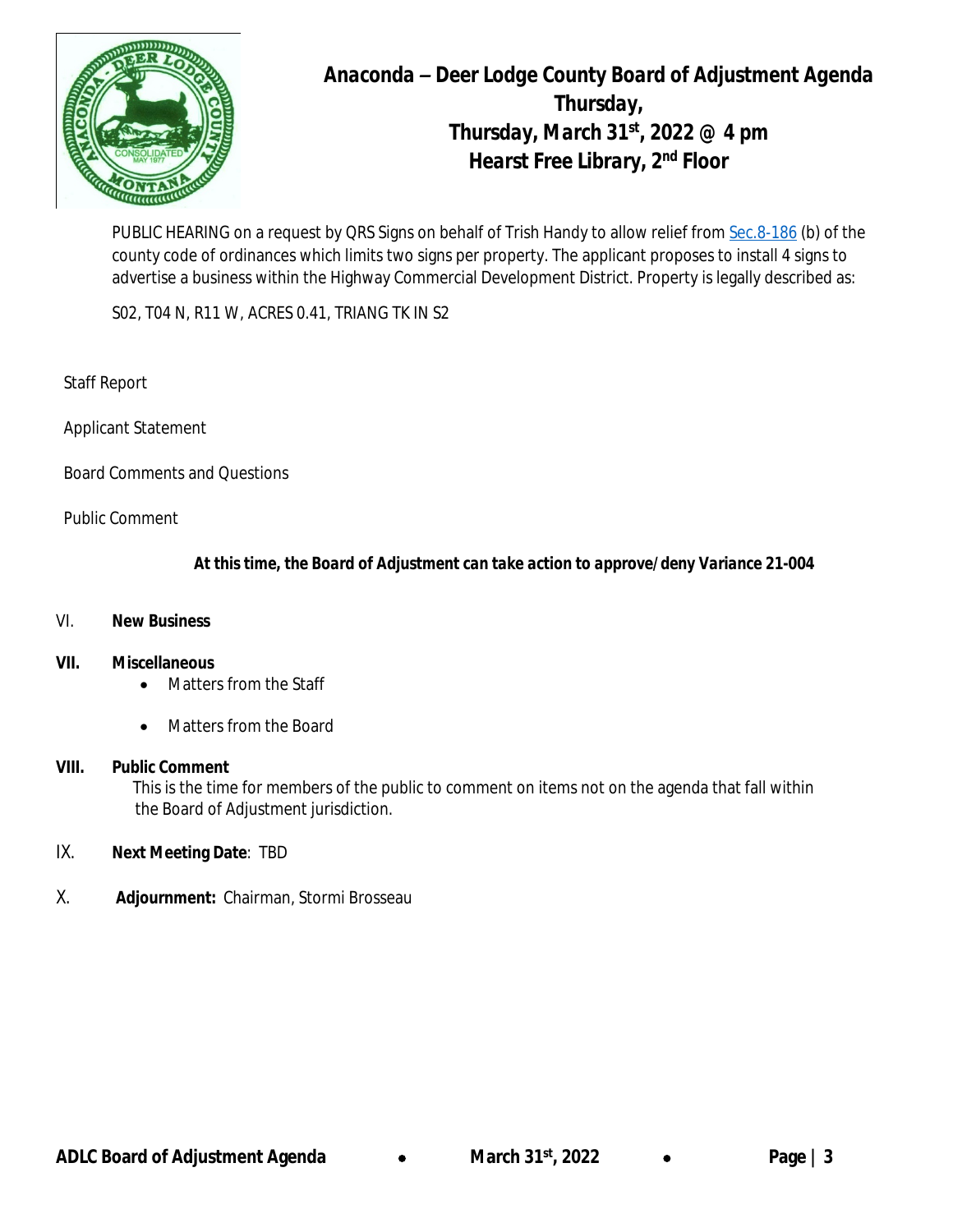# Anaconda – Deer Lodge County Board of Adjustment Agenda

## Thursday,

## Thursday, March 31st, 2022 @ 4 pm

## Hearst Free Library, 2nd Floor

PUBLIC HEARING on a request by QRS Signs on behalf of Trish Handy to allow relief from Sec.8-186 (b) of the county code of ordinances which limits two signs per property. The applicant proposes to install 4 signs to advertise a business within the Highway Commercial Development District. Property is legally described as:

S02, T04 N, R11 W, ACRES 0.41, TRIANG TK IN S2

Staff Report

Applicant Statement

Board Comments and Questions

Public Comment

***At this time, the Board of Adjustment can take action to approve/deny Variance 21-004***

VI. **New Business**

**VII. Miscellaneous**

- Matters from the Staff
- Matters from the Board

**VIII. Public Comment**

This is the time for members of the public to comment on items not on the agenda that fall within the Board of Adjustment jurisdiction.

IX. **Next Meeting Date**: TBD

X. **Adjournment:** Chairman, Stormi Brosseau